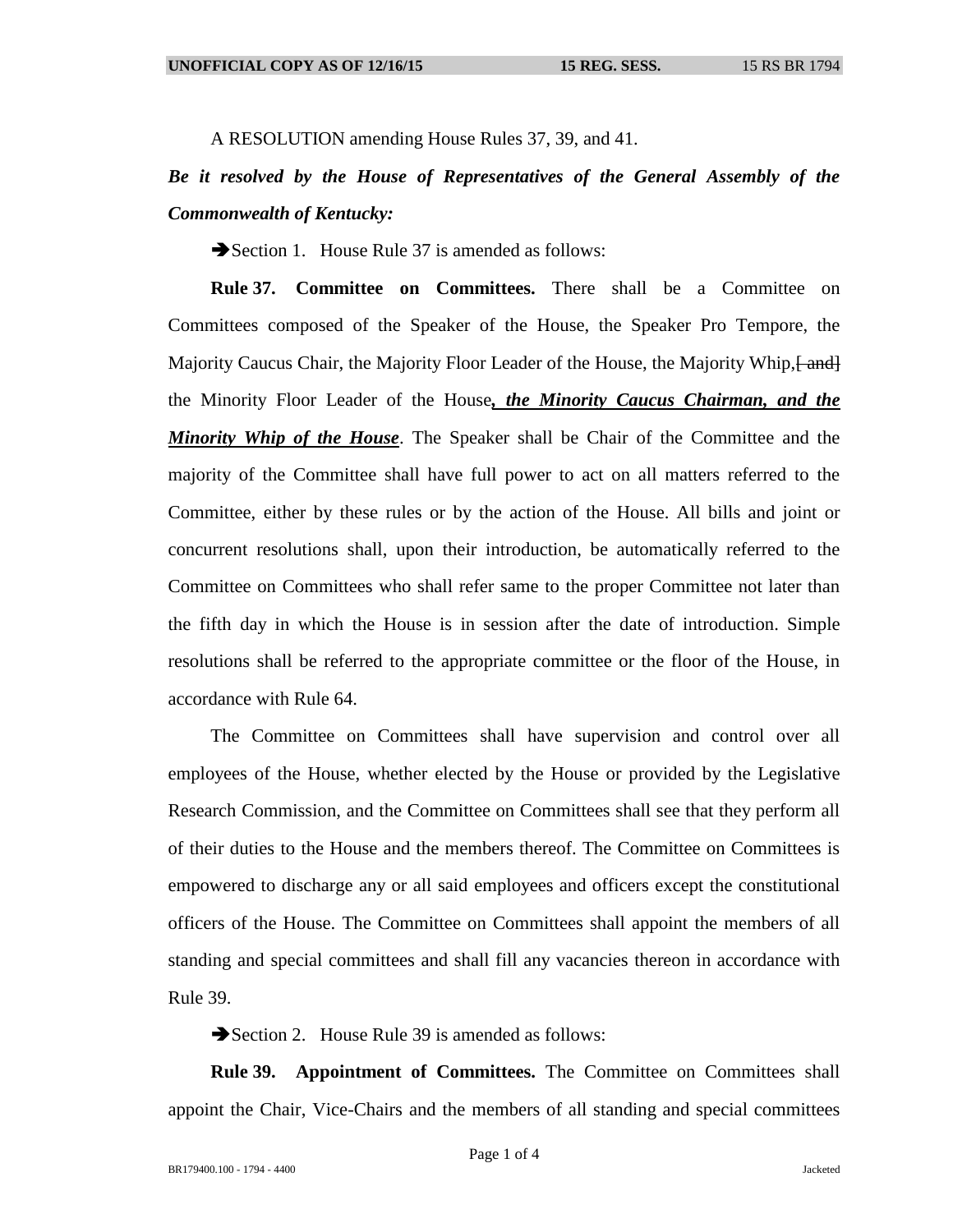A RESOLUTION amending House Rules 37, 39, and 41.

***Be it resolved by the House of Representatives of the General Assembly of the Commonwealth of Kentucky:***

➔Section 1. House Rule 37 is amended as follows:

**Rule 37. Committee on Committees.** There shall be a Committee on Committees composed of the Speaker of the House, the Speaker Pro Tempore, the Majority Caucus Chair, the Majority Floor Leader of the House, the Majority Whip,~~[ and]~~ the Minority Floor Leader of the House***, the Minority Caucus Chairman, and the Minority Whip of the House***. The Speaker shall be Chair of the Committee and the majority of the Committee shall have full power to act on all matters referred to the Committee, either by these rules or by the action of the House. All bills and joint or concurrent resolutions shall, upon their introduction, be automatically referred to the Committee on Committees who shall refer same to the proper Committee not later than the fifth day in which the House is in session after the date of introduction. Simple resolutions shall be referred to the appropriate committee or the floor of the House, in accordance with Rule 64.

The Committee on Committees shall have supervision and control over all employees of the House, whether elected by the House or provided by the Legislative Research Commission, and the Committee on Committees shall see that they perform all of their duties to the House and the members thereof. The Committee on Committees is empowered to discharge any or all said employees and officers except the constitutional officers of the House. The Committee on Committees shall appoint the members of all standing and special committees and shall fill any vacancies thereon in accordance with Rule 39.

➔Section 2. House Rule 39 is amended as follows:

**Rule 39. Appointment of Committees.** The Committee on Committees shall appoint the Chair, Vice-Chairs and the members of all standing and special committees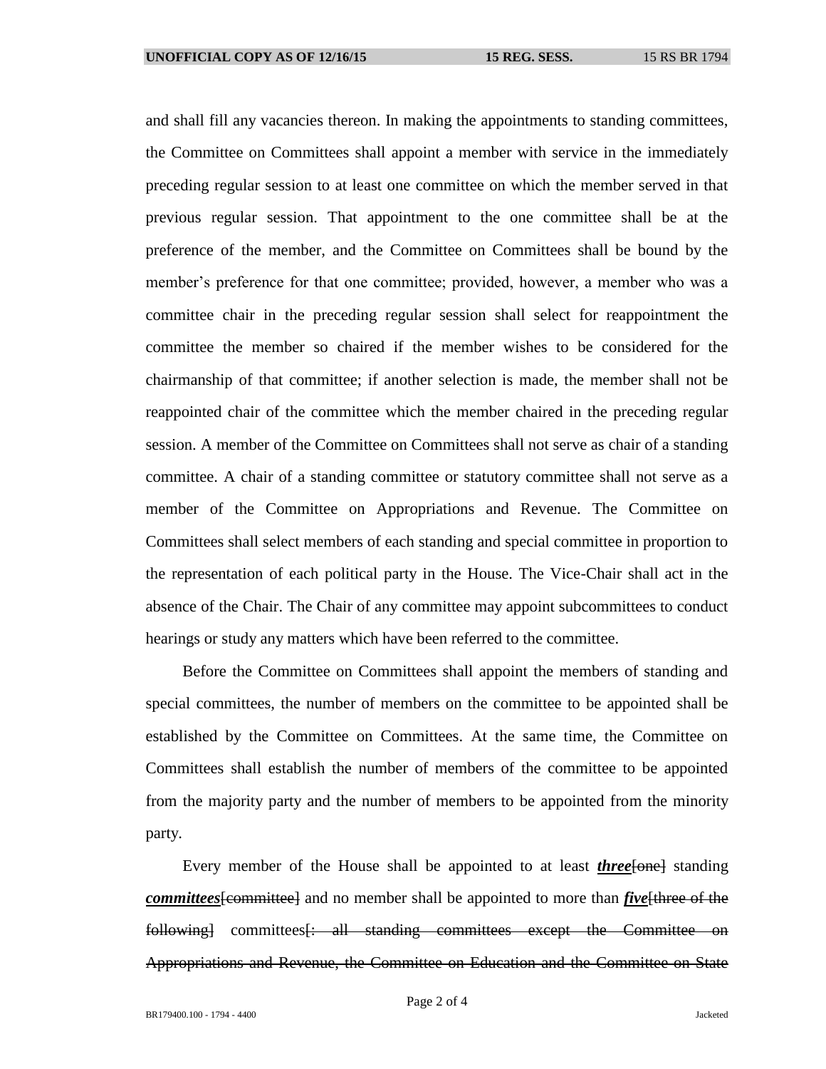and shall fill any vacancies thereon. In making the appointments to standing committees, the Committee on Committees shall appoint a member with service in the immediately preceding regular session to at least one committee on which the member served in that previous regular session. That appointment to the one committee shall be at the preference of the member, and the Committee on Committees shall be bound by the member's preference for that one committee; provided, however, a member who was a committee chair in the preceding regular session shall select for reappointment the committee the member so chaired if the member wishes to be considered for the chairmanship of that committee; if another selection is made, the member shall not be reappointed chair of the committee which the member chaired in the preceding regular session. A member of the Committee on Committees shall not serve as chair of a standing committee. A chair of a standing committee or statutory committee shall not serve as a member of the Committee on Appropriations and Revenue. The Committee on Committees shall select members of each standing and special committee in proportion to the representation of each political party in the House. The Vice-Chair shall act in the absence of the Chair. The Chair of any committee may appoint subcommittees to conduct hearings or study any matters which have been referred to the committee.

Before the Committee on Committees shall appoint the members of standing and special committees, the number of members on the committee to be appointed shall be established by the Committee on Committees. At the same time, the Committee on Committees shall establish the number of members of the committee to be appointed from the majority party and the number of members to be appointed from the minority party.

Every member of the House shall be appointed to at least ***three***~~[one]~~ standing ***committees***~~[committee]~~ and no member shall be appointed to more than ***five***~~[three of the following]~~ committees~~[: all standing committees except the Committee on Appropriations and Revenue, the Committee on Education and the Committee on State~~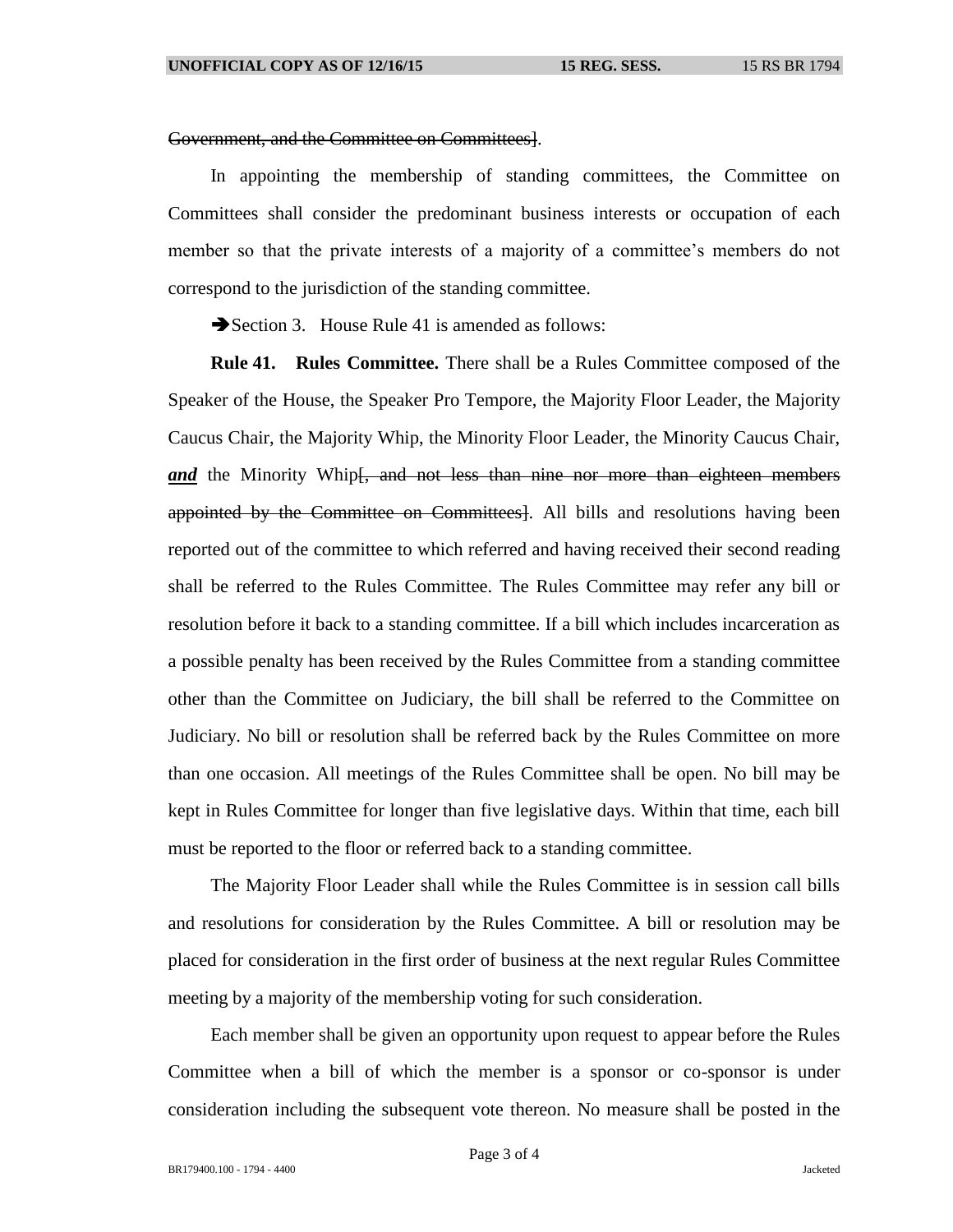~~Government, and the Committee on Committees]~~.

In appointing the membership of standing committees, the Committee on Committees shall consider the predominant business interests or occupation of each member so that the private interests of a majority of a committee's members do not correspond to the jurisdiction of the standing committee.

➔Section 3. House Rule 41 is amended as follows:

**Rule 41. Rules Committee.** There shall be a Rules Committee composed of the Speaker of the House, the Speaker Pro Tempore, the Majority Floor Leader, the Majority Caucus Chair, the Majority Whip, the Minority Floor Leader, the Minority Caucus Chair, ***and*** the Minority Whip~~[, and not less than nine nor more than eighteen members appointed by the Committee on Committees]~~. All bills and resolutions having been reported out of the committee to which referred and having received their second reading shall be referred to the Rules Committee. The Rules Committee may refer any bill or resolution before it back to a standing committee. If a bill which includes incarceration as a possible penalty has been received by the Rules Committee from a standing committee other than the Committee on Judiciary, the bill shall be referred to the Committee on Judiciary. No bill or resolution shall be referred back by the Rules Committee on more than one occasion. All meetings of the Rules Committee shall be open. No bill may be kept in Rules Committee for longer than five legislative days. Within that time, each bill must be reported to the floor or referred back to a standing committee.

The Majority Floor Leader shall while the Rules Committee is in session call bills and resolutions for consideration by the Rules Committee. A bill or resolution may be placed for consideration in the first order of business at the next regular Rules Committee meeting by a majority of the membership voting for such consideration.

Each member shall be given an opportunity upon request to appear before the Rules Committee when a bill of which the member is a sponsor or co-sponsor is under consideration including the subsequent vote thereon. No measure shall be posted in the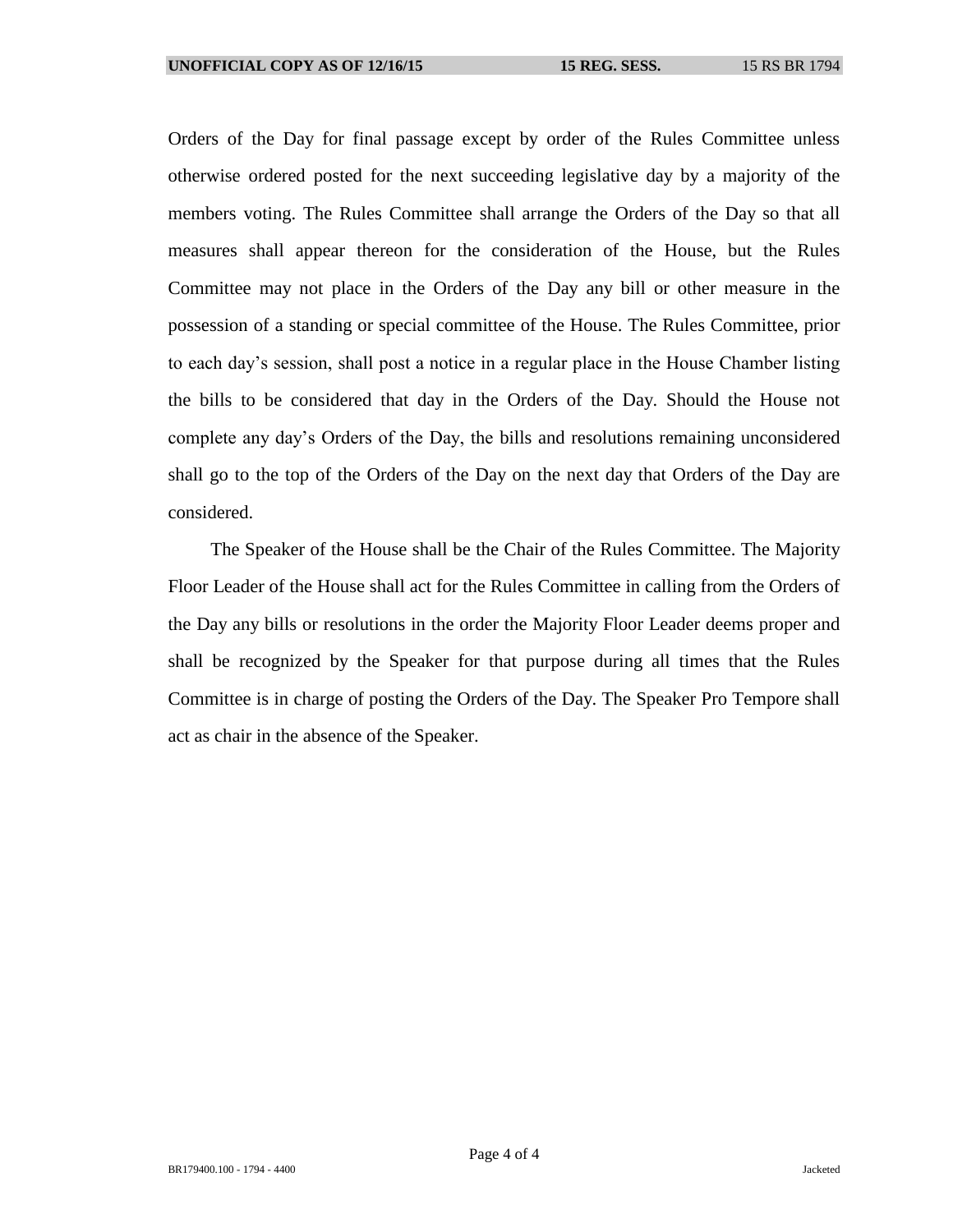Orders of the Day for final passage except by order of the Rules Committee unless otherwise ordered posted for the next succeeding legislative day by a majority of the members voting. The Rules Committee shall arrange the Orders of the Day so that all measures shall appear thereon for the consideration of the House, but the Rules Committee may not place in the Orders of the Day any bill or other measure in the possession of a standing or special committee of the House. The Rules Committee, prior to each day's session, shall post a notice in a regular place in the House Chamber listing the bills to be considered that day in the Orders of the Day. Should the House not complete any day's Orders of the Day, the bills and resolutions remaining unconsidered shall go to the top of the Orders of the Day on the next day that Orders of the Day are considered.

The Speaker of the House shall be the Chair of the Rules Committee. The Majority Floor Leader of the House shall act for the Rules Committee in calling from the Orders of the Day any bills or resolutions in the order the Majority Floor Leader deems proper and shall be recognized by the Speaker for that purpose during all times that the Rules Committee is in charge of posting the Orders of the Day. The Speaker Pro Tempore shall act as chair in the absence of the Speaker.